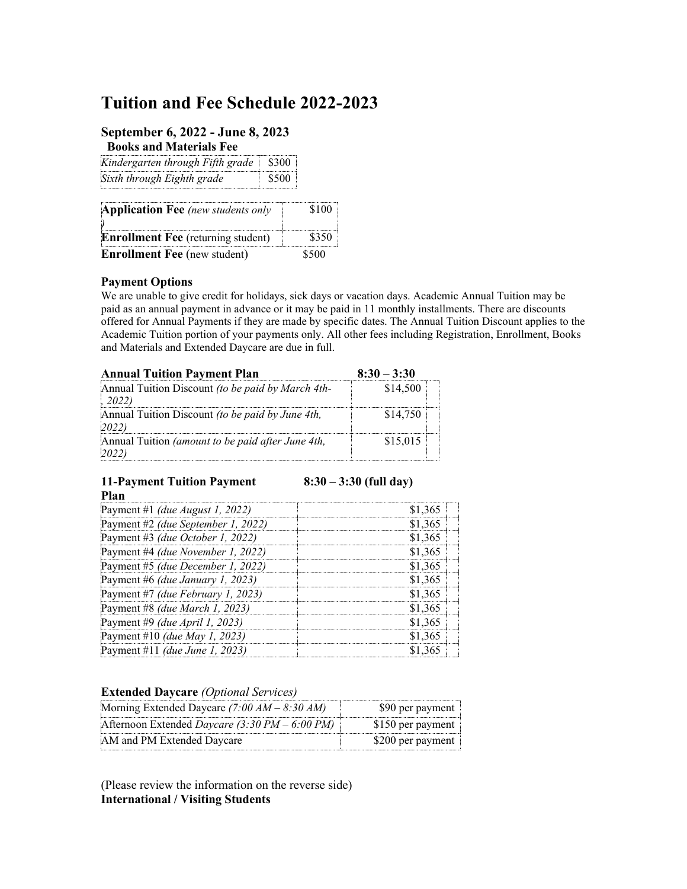# Tuition and Fee Schedule 2022-2023

### September 6, 2022 - June 8, 2023

**Books and Materials Fee**

| | |
|---|---|
| *Kindergarten through Fifth grade* | $300 |
| *Sixth through Eighth grade* | $500 |

| | |
|---|---|
| **Application Fee** *(new students only )* | $100 |
| **Enrollment Fee** (returning student) | $350 |
| **Enrollment Fee** (new student) | $500 |

**Payment Options**

We are unable to give credit for holidays, sick days or vacation days. Academic Annual Tuition may be paid as an annual payment in advance or it may be paid in 11 monthly installments. There are discounts offered for Annual Payments if they are made by specific dates. The Annual Tuition Discount applies to the Academic Tuition portion of your payments only. All other fees including Registration, Enrollment, Books and Materials and Extended Daycare are due in full.

| **Annual Tuition Payment Plan** | **8:30 – 3:30** |
|---|---|
| Annual Tuition Discount *(to be paid by March 4th-, 2022)* | $14,500 |
| Annual Tuition Discount *(to be paid by June 4th, 2022)* | $14,750 |
| Annual Tuition *(amount to be paid after June 4th, 2022)* | $15,015 |

| **11-Payment Tuition Payment Plan** | **8:30 – 3:30 (full day)** |
|---|---|
| Payment #1 *(due August 1, 2022)* | $1,365 |
| Payment #2 *(due September 1, 2022)* | $1,365 |
| Payment #3 *(due October 1, 2022)* | $1,365 |
| Payment #4 *(due November 1, 2022)* | $1,365 |
| Payment #5 *(due December 1, 2022)* | $1,365 |
| Payment #6 *(due January 1, 2023)* | $1,365 |
| Payment #7 *(due February 1, 2023)* | $1,365 |
| Payment #8 *(due March 1, 2023)* | $1,365 |
| Payment #9 *(due April 1, 2023)* | $1,365 |
| Payment #10 *(due May 1, 2023)* | $1,365 |
| Payment #11 *(due June 1, 2023)* | $1,365 |

**Extended Daycare** *(Optional Services)*

| | |
|---|---|
| Morning Extended Daycare *(7:00 AM – 8:30 AM)* | $90 per payment |
| Afternoon Extended *Daycare (3:30 PM – 6:00 PM)* | $150 per payment |
| AM and PM Extended Daycare | $200 per payment |

(Please review the information on the reverse side)

**International / Visiting Students**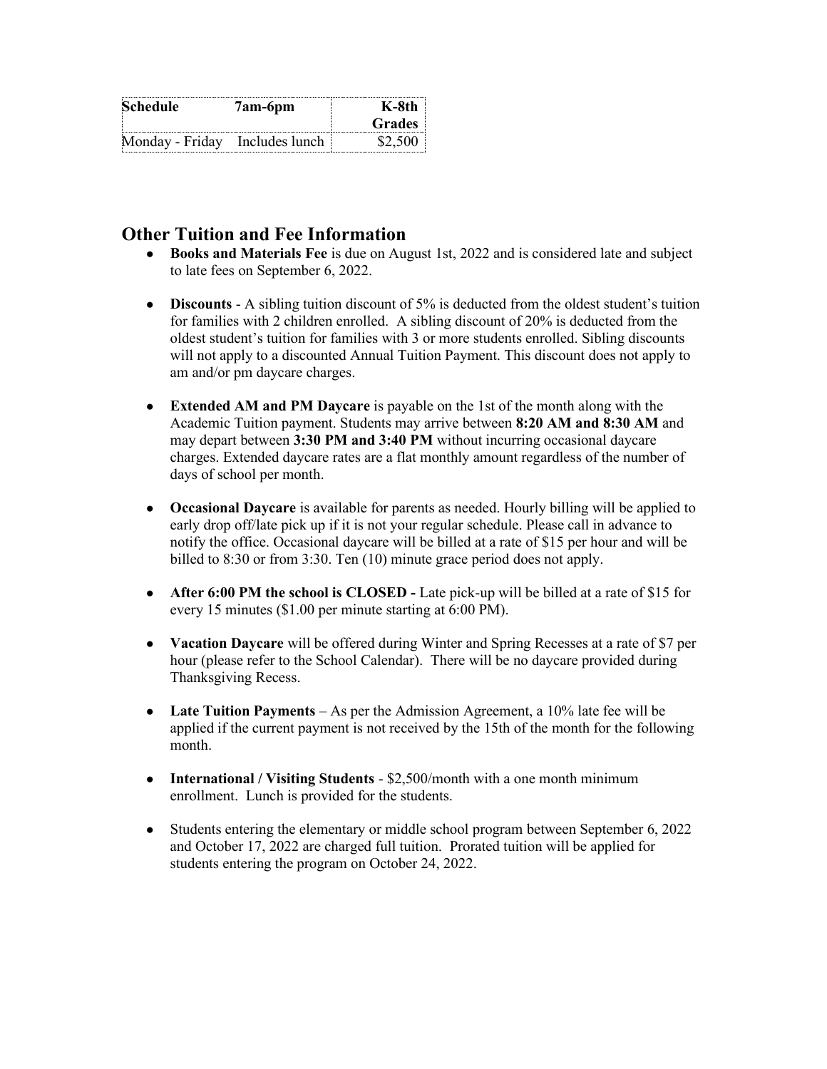| **Schedule** | **7am-6pm** | **K-8th Grades** |
|---|---|---|
| Monday - Friday | Includes lunch | $2,500 |

## Other Tuition and Fee Information

- **Books and Materials Fee** is due on August 1st, 2022 and is considered late and subject to late fees on September 6, 2022.

- **Discounts** - A sibling tuition discount of 5% is deducted from the oldest student's tuition for families with 2 children enrolled. A sibling discount of 20% is deducted from the oldest student's tuition for families with 3 or more students enrolled. Sibling discounts will not apply to a discounted Annual Tuition Payment. This discount does not apply to am and/or pm daycare charges.

- **Extended AM and PM Daycare** is payable on the 1st of the month along with the Academic Tuition payment. Students may arrive between **8:20 AM and 8:30 AM** and may depart between **3:30 PM and 3:40 PM** without incurring occasional daycare charges. Extended daycare rates are a flat monthly amount regardless of the number of days of school per month.

- **Occasional Daycare** is available for parents as needed. Hourly billing will be applied to early drop off/late pick up if it is not your regular schedule. Please call in advance to notify the office. Occasional daycare will be billed at a rate of $15 per hour and will be billed to 8:30 or from 3:30. Ten (10) minute grace period does not apply.

- **After 6:00 PM the school is CLOSED -** Late pick-up will be billed at a rate of $15 for every 15 minutes ($1.00 per minute starting at 6:00 PM).

- **Vacation Daycare** will be offered during Winter and Spring Recesses at a rate of $7 per hour (please refer to the School Calendar). There will be no daycare provided during Thanksgiving Recess.

- **Late Tuition Payments** – As per the Admission Agreement, a 10% late fee will be applied if the current payment is not received by the 15th of the month for the following month.

- **International / Visiting Students** - $2,500/month with a one month minimum enrollment. Lunch is provided for the students.

- Students entering the elementary or middle school program between September 6, 2022 and October 17, 2022 are charged full tuition. Prorated tuition will be applied for students entering the program on October 24, 2022.